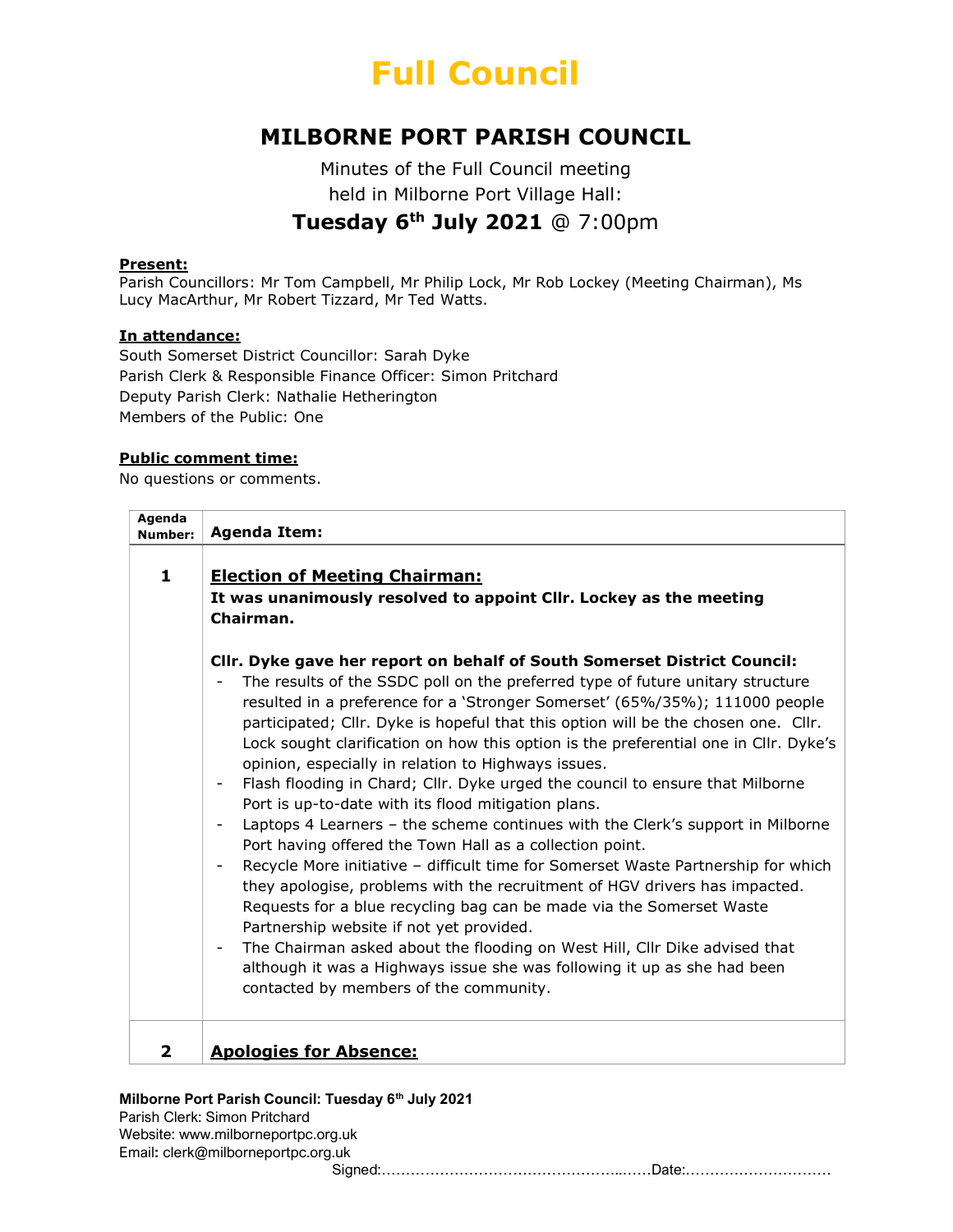# Full Council

## MILBORNE PORT PARISH COUNCIL

Minutes of the Full Council meeting
held in Milborne Port Village Hall:

**Tuesday 6th July 2021** @ 7:00pm

**Present:**
Parish Councillors: Mr Tom Campbell, Mr Philip Lock, Mr Rob Lockey (Meeting Chairman), Ms Lucy MacArthur, Mr Robert Tizzard, Mr Ted Watts.

**In attendance:**
South Somerset District Councillor: Sarah Dyke
Parish Clerk & Responsible Finance Officer: Simon Pritchard
Deputy Parish Clerk: Nathalie Hetherington
Members of the Public: One

**Public comment time:**
No questions or comments.

| Agenda Number: | Agenda Item: |
|---|---|
| **1** | **Election of Meeting Chairman:**<br>**It was unanimously resolved to appoint Cllr. Lockey as the meeting Chairman.**<br><br>**Cllr. Dyke gave her report on behalf of South Somerset District Council:**<br>- The results of the SSDC poll on the preferred type of future unitary structure resulted in a preference for a 'Stronger Somerset' (65%/35%); 111000 people participated; Cllr. Dyke is hopeful that this option will be the chosen one. Cllr. Lock sought clarification on how this option is the preferential one in Cllr. Dyke's opinion, especially in relation to Highways issues.<br>- Flash flooding in Chard; Cllr. Dyke urged the council to ensure that Milborne Port is up-to-date with its flood mitigation plans.<br>- Laptops 4 Learners – the scheme continues with the Clerk's support in Milborne Port having offered the Town Hall as a collection point.<br>- Recycle More initiative – difficult time for Somerset Waste Partnership for which they apologise, problems with the recruitment of HGV drivers has impacted. Requests for a blue recycling bag can be made via the Somerset Waste Partnership website if not yet provided.<br>- The Chairman asked about the flooding on West Hill, Cllr Dike advised that although it was a Highways issue she was following it up as she had been contacted by members of the community. |
| **2** | **Apologies for Absence:** |

Signed:……………………………………………Date:…………………………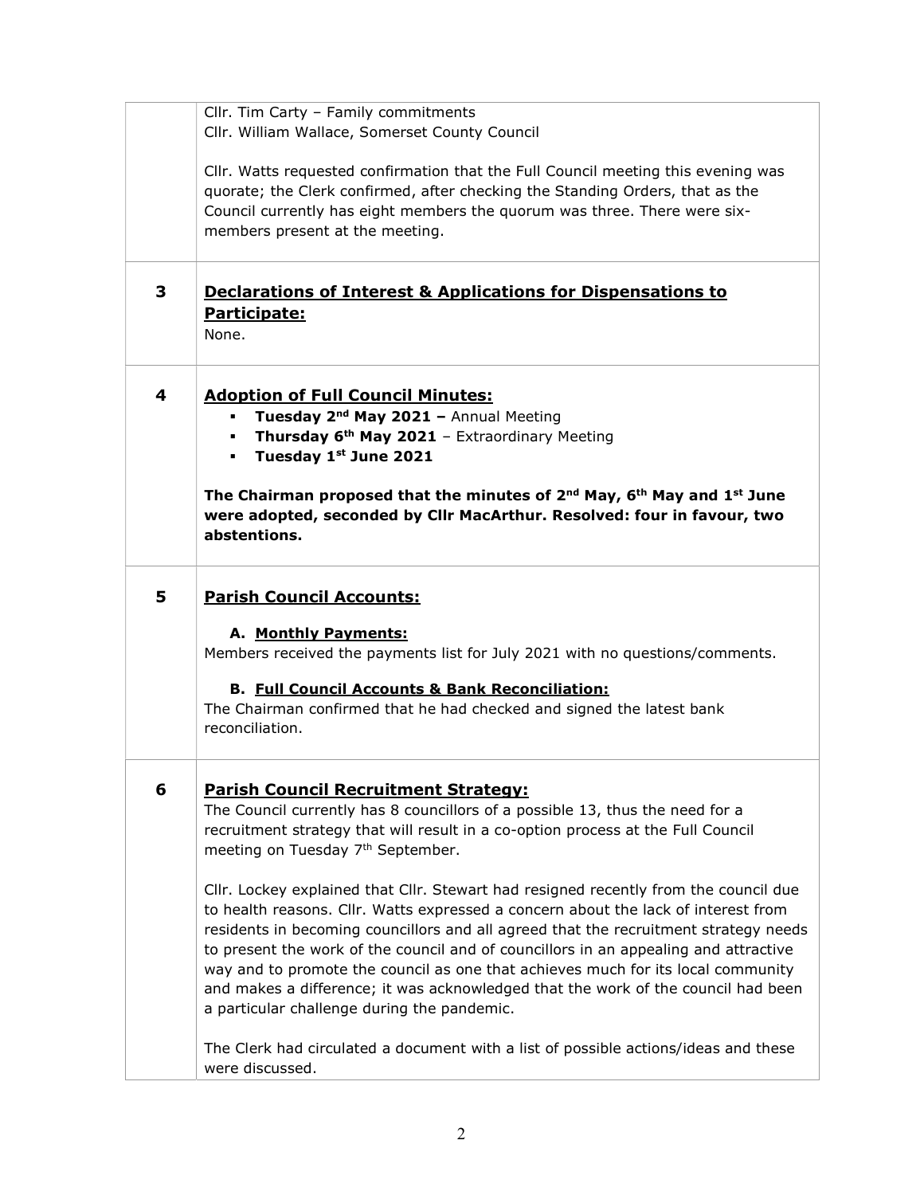| | |
|---|---|
| | Cllr. Tim Carty – Family commitments<br>Cllr. William Wallace, Somerset County Council<br><br>Cllr. Watts requested confirmation that the Full Council meeting this evening was quorate; the Clerk confirmed, after checking the Standing Orders, that as the Council currently has eight members the quorum was three. There were six-members present at the meeting. |
| **3** | **<u>Declarations of Interest & Applications for Dispensations to Participate:</u>**<br>None. |
| **4** | **<u>Adoption of Full Council Minutes:</u>**<br>▪ **Tuesday 2nd May 2021 –** Annual Meeting<br>▪ **Thursday 6th May 2021** – Extraordinary Meeting<br>▪ **Tuesday 1st June 2021**<br><br>**The Chairman proposed that the minutes of 2nd May, 6th May and 1st June were adopted, seconded by Cllr MacArthur. Resolved: four in favour, two abstentions.** |
| **5** | **<u>Parish Council Accounts:</u>**<br><br>**A. <u>Monthly Payments:</u>**<br>Members received the payments list for July 2021 with no questions/comments.<br><br>**B. <u>Full Council Accounts & Bank Reconciliation:</u>**<br>The Chairman confirmed that he had checked and signed the latest bank reconciliation. |
| **6** | **<u>Parish Council Recruitment Strategy:</u>**<br>The Council currently has 8 councillors of a possible 13, thus the need for a recruitment strategy that will result in a co-option process at the Full Council meeting on Tuesday 7th September.<br><br>Cllr. Lockey explained that Cllr. Stewart had resigned recently from the council due to health reasons. Cllr. Watts expressed a concern about the lack of interest from residents in becoming councillors and all agreed that the recruitment strategy needs to present the work of the council and of councillors in an appealing and attractive way and to promote the council as one that achieves much for its local community and makes a difference; it was acknowledged that the work of the council had been a particular challenge during the pandemic.<br><br>The Clerk had circulated a document with a list of possible actions/ideas and these were discussed. |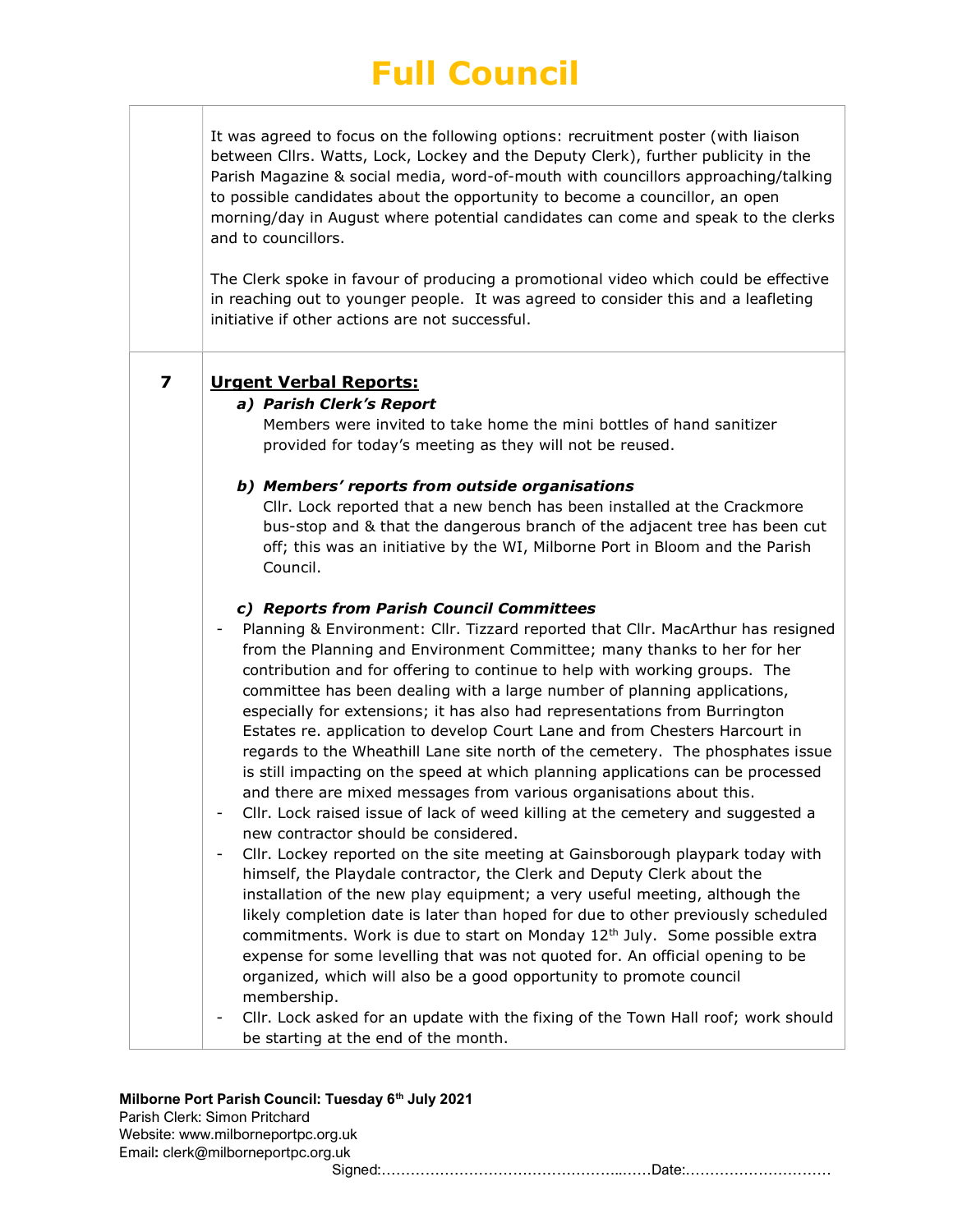# Full Council

| | |
|---|---|
| | It was agreed to focus on the following options: recruitment poster (with liaison between Cllrs. Watts, Lock, Lockey and the Deputy Clerk), further publicity in the Parish Magazine & social media, word-of-mouth with councillors approaching/talking to possible candidates about the opportunity to become a councillor, an open morning/day in August where potential candidates can come and speak to the clerks and to councillors.<br><br>The Clerk spoke in favour of producing a promotional video which could be effective in reaching out to younger people. It was agreed to consider this and a leafleting initiative if other actions are not successful. |
| **7** | **Urgent Verbal Reports:**<br><br>***a) Parish Clerk's Report***<br>Members were invited to take home the mini bottles of hand sanitizer provided for today's meeting as they will not be reused.<br><br>***b) Members' reports from outside organisations***<br>Cllr. Lock reported that a new bench has been installed at the Crackmore bus-stop and & that the dangerous branch of the adjacent tree has been cut off; this was an initiative by the WI, Milborne Port in Bloom and the Parish Council.<br><br>***c) Reports from Parish Council Committees***<br>- Planning & Environment: Cllr. Tizzard reported that Cllr. MacArthur has resigned from the Planning and Environment Committee; many thanks to her for her contribution and for offering to continue to help with working groups. The committee has been dealing with a large number of planning applications, especially for extensions; it has also had representations from Burrington Estates re. application to develop Court Lane and from Chesters Harcourt in regards to the Wheathill Lane site north of the cemetery. The phosphates issue is still impacting on the speed at which planning applications can be processed and there are mixed messages from various organisations about this.<br>- Cllr. Lock raised issue of lack of weed killing at the cemetery and suggested a new contractor should be considered.<br>- Cllr. Lockey reported on the site meeting at Gainsborough playpark today with himself, the Playdale contractor, the Clerk and Deputy Clerk about the installation of the new play equipment; a very useful meeting, although the likely completion date is later than hoped for due to other previously scheduled commitments. Work is due to start on Monday 12th July. Some possible extra expense for some levelling that was not quoted for. An official opening to be organized, which will also be a good opportunity to promote council membership.<br>- Cllr. Lock asked for an update with the fixing of the Town Hall roof; work should be starting at the end of the month. |

**Milborne Port Parish Council: Tuesday 6th July 2021**
Parish Clerk: Simon Pritchard
Website: www.milborneportpc.org.uk
Email: clerk@milborneportpc.org.uk

Signed:……………………………………………..……Date:…………………………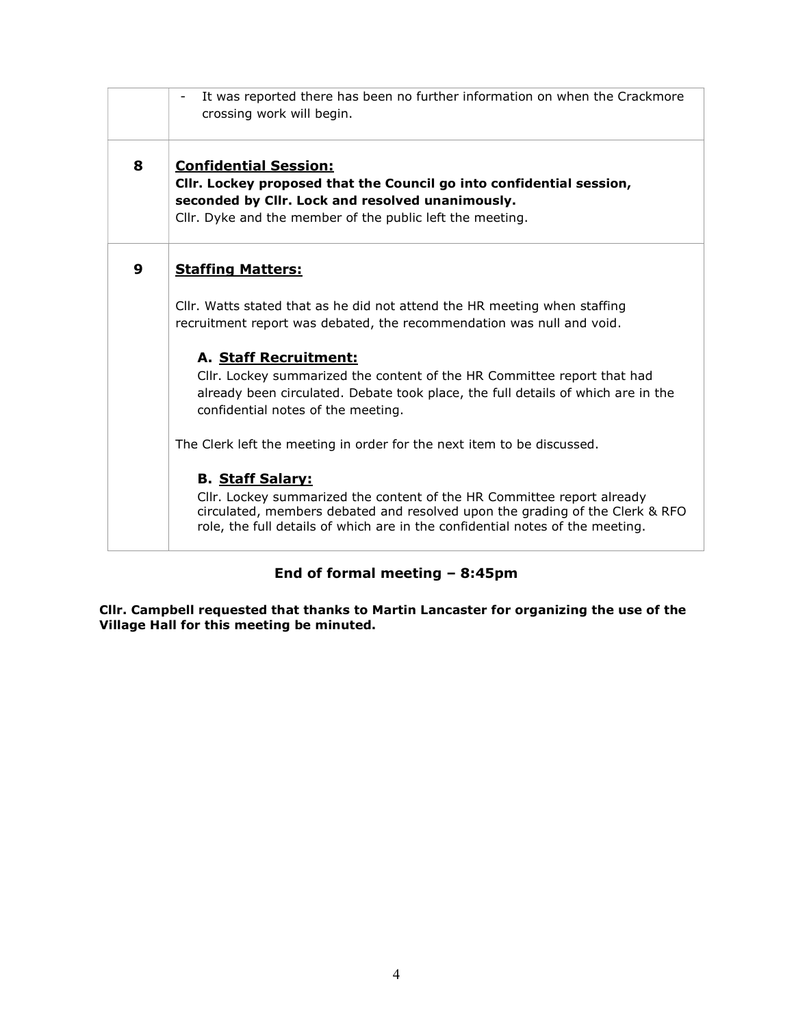| | |
|---|---|
| | - It was reported there has been no further information on when the Crackmore crossing work will begin. |
| **8** | **<u>Confidential Session:</u>**<br>**Cllr. Lockey proposed that the Council go into confidential session, seconded by Cllr. Lock and resolved unanimously.**<br>Cllr. Dyke and the member of the public left the meeting. |
| **9** | **<u>Staffing Matters:</u>**<br><br>Cllr. Watts stated that as he did not attend the HR meeting when staffing recruitment report was debated, the recommendation was null and void.<br><br>**A. <u>Staff Recruitment:</u>**<br>Cllr. Lockey summarized the content of the HR Committee report that had already been circulated. Debate took place, the full details of which are in the confidential notes of the meeting.<br><br>The Clerk left the meeting in order for the next item to be discussed.<br><br>**B. <u>Staff Salary:</u>**<br>Cllr. Lockey summarized the content of the HR Committee report already circulated, members debated and resolved upon the grading of the Clerk & RFO role, the full details of which are in the confidential notes of the meeting. |

**End of formal meeting – 8:45pm**

**Cllr. Campbell requested that thanks to Martin Lancaster for organizing the use of the Village Hall for this meeting be minuted.**